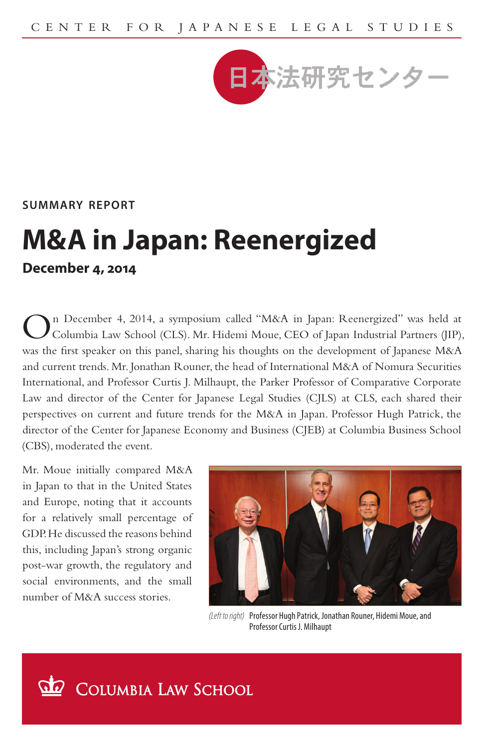CENTER FOR JAPANESE LEGAL STUDIES

日本法研究センター

SUMMARY REPORT

# M&A in Japan: Reenergized

**December 4, 2014**

On December 4, 2014, a symposium called "M&A in Japan: Reenergized" was held at Columbia Law School (CLS). Mr. Hidemi Moue, CEO of Japan Industrial Partners (JIP), was the first speaker on this panel, sharing his thoughts on the development of Japanese M&A and current trends. Mr. Jonathan Rouner, the head of International M&A of Nomura Securities International, and Professor Curtis J. Milhaupt, the Parker Professor of Comparative Corporate Law and director of the Center for Japanese Legal Studies (CJLS) at CLS, each shared their perspectives on current and future trends for the M&A in Japan. Professor Hugh Patrick, the director of the Center for Japanese Economy and Business (CJEB) at Columbia Business School (CBS), moderated the event.

Mr. Moue initially compared M&A in Japan to that in the United States and Europe, noting that it accounts for a relatively small percentage of GDP. He discussed the reasons behind this, including Japan's strong organic post-war growth, the regulatory and social environments, and the small number of M&A success stories.

*(Left to right)* Professor Hugh Patrick, Jonathan Rouner, Hidemi Moue, and Professor Curtis J. Milhaupt

COLUMBIA LAW SCHOOL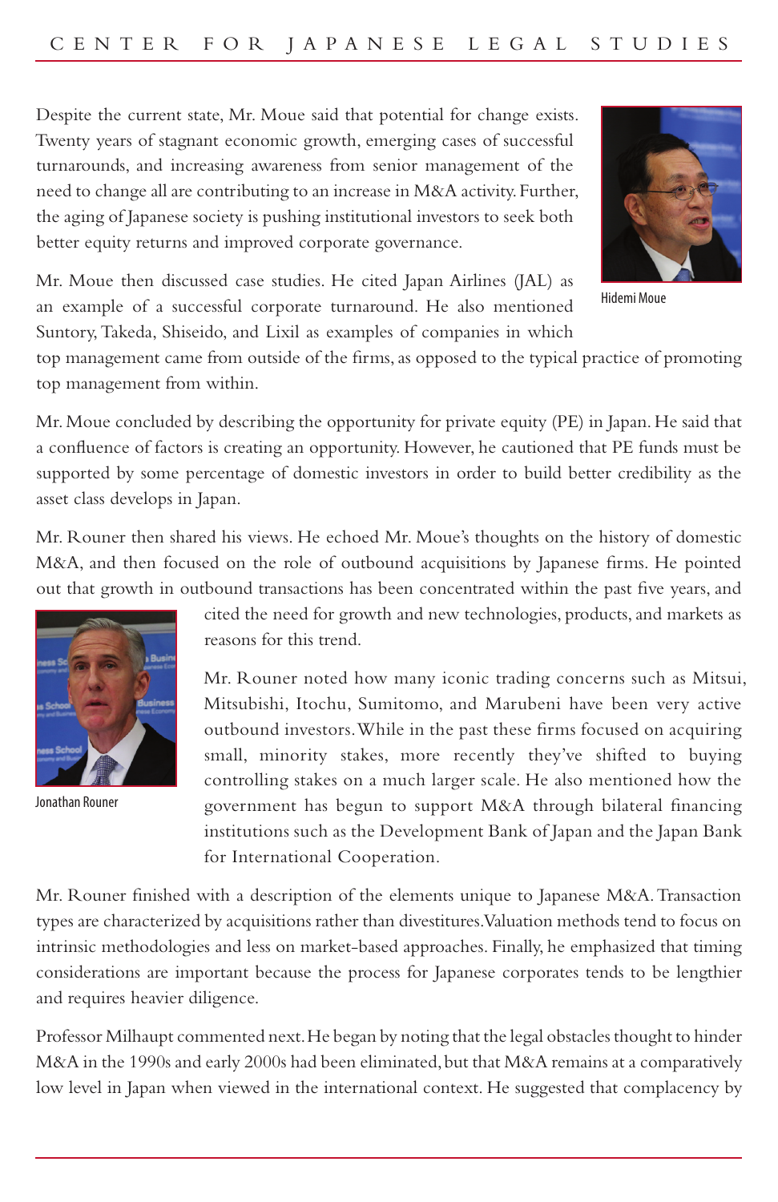Despite the current state, Mr. Moue said that potential for change exists. Twenty years of stagnant economic growth, emerging cases of successful turnarounds, and increasing awareness from senior management of the need to change all are contributing to an increase in M&A activity. Further, the aging of Japanese society is pushing institutional investors to seek both better equity returns and improved corporate governance.

Hidemi Moue

Mr. Moue then discussed case studies. He cited Japan Airlines (JAL) as an example of a successful corporate turnaround. He also mentioned Suntory, Takeda, Shiseido, and Lixil as examples of companies in which top management came from outside of the firms, as opposed to the typical practice of promoting top management from within.

Mr. Moue concluded by describing the opportunity for private equity (PE) in Japan. He said that a confluence of factors is creating an opportunity. However, he cautioned that PE funds must be supported by some percentage of domestic investors in order to build better credibility as the asset class develops in Japan.

Mr. Rouner then shared his views. He echoed Mr. Moue's thoughts on the history of domestic M&A, and then focused on the role of outbound acquisitions by Japanese firms. He pointed out that growth in outbound transactions has been concentrated within the past five years, and cited the need for growth and new technologies, products, and markets as reasons for this trend.

Jonathan Rouner

Mr. Rouner noted how many iconic trading concerns such as Mitsui, Mitsubishi, Itochu, Sumitomo, and Marubeni have been very active outbound investors. While in the past these firms focused on acquiring small, minority stakes, more recently they've shifted to buying controlling stakes on a much larger scale. He also mentioned how the government has begun to support M&A through bilateral financing institutions such as the Development Bank of Japan and the Japan Bank for International Cooperation.

Mr. Rouner finished with a description of the elements unique to Japanese M&A. Transaction types are characterized by acquisitions rather than divestitures. Valuation methods tend to focus on intrinsic methodologies and less on market-based approaches. Finally, he emphasized that timing considerations are important because the process for Japanese corporates tends to be lengthier and requires heavier diligence.

Professor Milhaupt commented next. He began by noting that the legal obstacles thought to hinder M&A in the 1990s and early 2000s had been eliminated, but that M&A remains at a comparatively low level in Japan when viewed in the international context. He suggested that complacency by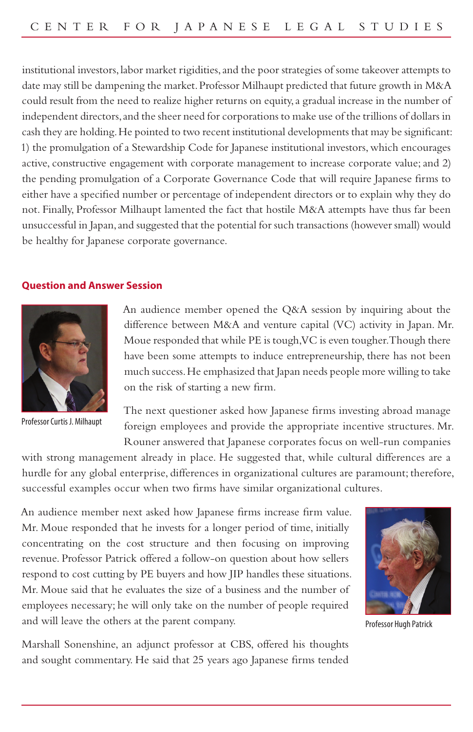institutional investors, labor market rigidities, and the poor strategies of some takeover attempts to date may still be dampening the market. Professor Milhaupt predicted that future growth in M&A could result from the need to realize higher returns on equity, a gradual increase in the number of independent directors, and the sheer need for corporations to make use of the trillions of dollars in cash they are holding. He pointed to two recent institutional developments that may be significant: 1) the promulgation of a Stewardship Code for Japanese institutional investors, which encourages active, constructive engagement with corporate management to increase corporate value; and 2) the pending promulgation of a Corporate Governance Code that will require Japanese firms to either have a specified number or percentage of independent directors or to explain why they do not. Finally, Professor Milhaupt lamented the fact that hostile M&A attempts have thus far been unsuccessful in Japan, and suggested that the potential for such transactions (however small) would be healthy for Japanese corporate governance.

## Question and Answer Session

Professor Curtis J. Milhaupt

An audience member opened the Q&A session by inquiring about the difference between M&A and venture capital (VC) activity in Japan. Mr. Moue responded that while PE is tough, VC is even tougher. Though there have been some attempts to induce entrepreneurship, there has not been much success. He emphasized that Japan needs people more willing to take on the risk of starting a new firm.

The next questioner asked how Japanese firms investing abroad manage foreign employees and provide the appropriate incentive structures. Mr. Rouner answered that Japanese corporates focus on well-run companies with strong management already in place. He suggested that, while cultural differences are a hurdle for any global enterprise, differences in organizational cultures are paramount; therefore, successful examples occur when two firms have similar organizational cultures.

An audience member next asked how Japanese firms increase firm value. Mr. Moue responded that he invests for a longer period of time, initially concentrating on the cost structure and then focusing on improving revenue. Professor Patrick offered a follow-on question about how sellers respond to cost cutting by PE buyers and how JIP handles these situations. Mr. Moue said that he evaluates the size of a business and the number of employees necessary; he will only take on the number of people required and will leave the others at the parent company.

Professor Hugh Patrick

Marshall Sonenshine, an adjunct professor at CBS, offered his thoughts and sought commentary. He said that 25 years ago Japanese firms tended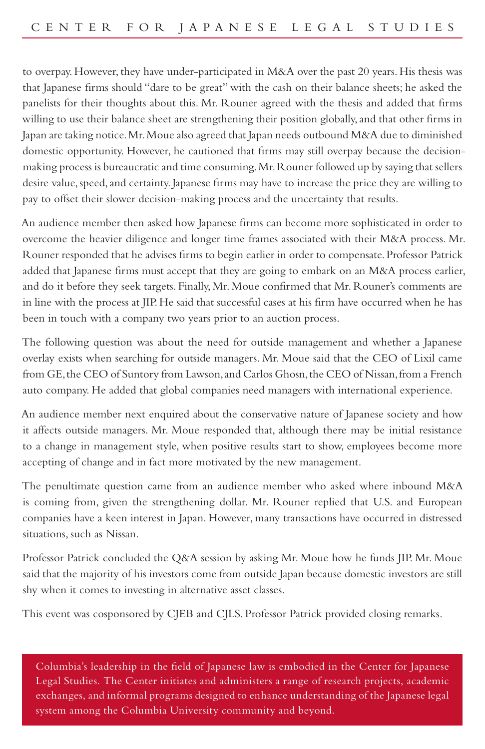to overpay. However, they have under-participated in M&A over the past 20 years. His thesis was that Japanese firms should "dare to be great" with the cash on their balance sheets; he asked the panelists for their thoughts about this. Mr. Rouner agreed with the thesis and added that firms willing to use their balance sheet are strengthening their position globally, and that other firms in Japan are taking notice. Mr. Moue also agreed that Japan needs outbound M&A due to diminished domestic opportunity. However, he cautioned that firms may still overpay because the decision-making process is bureaucratic and time consuming. Mr. Rouner followed up by saying that sellers desire value, speed, and certainty. Japanese firms may have to increase the price they are willing to pay to offset their slower decision-making process and the uncertainty that results.

An audience member then asked how Japanese firms can become more sophisticated in order to overcome the heavier diligence and longer time frames associated with their M&A process. Mr. Rouner responded that he advises firms to begin earlier in order to compensate. Professor Patrick added that Japanese firms must accept that they are going to embark on an M&A process earlier, and do it before they seek targets. Finally, Mr. Moue confirmed that Mr. Rouner's comments are in line with the process at JIP. He said that successful cases at his firm have occurred when he has been in touch with a company two years prior to an auction process.

The following question was about the need for outside management and whether a Japanese overlay exists when searching for outside managers. Mr. Moue said that the CEO of Lixil came from GE, the CEO of Suntory from Lawson, and Carlos Ghosn, the CEO of Nissan, from a French auto company. He added that global companies need managers with international experience.

An audience member next enquired about the conservative nature of Japanese society and how it affects outside managers. Mr. Moue responded that, although there may be initial resistance to a change in management style, when positive results start to show, employees become more accepting of change and in fact more motivated by the new management.

The penultimate question came from an audience member who asked where inbound M&A is coming from, given the strengthening dollar. Mr. Rouner replied that U.S. and European companies have a keen interest in Japan. However, many transactions have occurred in distressed situations, such as Nissan.

Professor Patrick concluded the Q&A session by asking Mr. Moue how he funds JIP. Mr. Moue said that the majority of his investors come from outside Japan because domestic investors are still shy when it comes to investing in alternative asset classes.

This event was cosponsored by CJEB and CJLS. Professor Patrick provided closing remarks.

Columbia's leadership in the field of Japanese law is embodied in the Center for Japanese Legal Studies. The Center initiates and administers a range of research projects, academic exchanges, and informal programs designed to enhance understanding of the Japanese legal system among the Columbia University community and beyond.